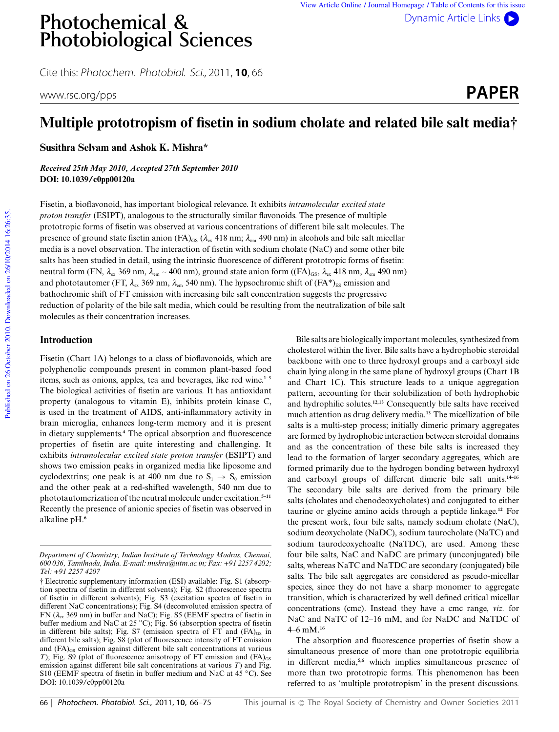# Multiple prototropism of fisetin in sodium cholate and related bile salt media†

**Susithra Selvam and Ashok K. Mishra***

*Received 25th May 2010, Accepted 27th September 2010*
**DOI: 10.1039/c0pp00120a**

Fisetin, a bioflavonoid, has important biological relevance. It exhibits *intramolecular excited state proton transfer* (ESIPT), analogous to the structurally similar flavonoids. The presence of multiple prototropic forms of fisetin was observed at various concentrations of different bile salt molecules. The presence of ground state fisetin anion $(FA)_{GS}$ ($\lambda_{ex}$ 418 nm; $\lambda_{em}$ 490 nm) in alcohols and bile salt micellar media is a novel observation. The interaction of fisetin with sodium cholate (NaC) and some other bile salts has been studied in detail, using the intrinsic fluorescence of different prototropic forms of fisetin: neutral form (FN, $\lambda_{ex}$ 369 nm, $\lambda_{em}$ ~ 400 nm), ground state anion form ($(FA)_{GS}$, $\lambda_{ex}$ 418 nm, $\lambda_{em}$ 490 nm) and phototautomer (FT, $\lambda_{ex}$ 369 nm, $\lambda_{em}$ 540 nm). The hypsochromic shift of $(FA^*)_{ES}$ emission and bathochromic shift of FT emission with increasing bile salt concentration suggests the progressive reduction of polarity of the bile salt media, which could be resulting from the neutralization of bile salt molecules as their concentration increases.

## Introduction

Fisetin (Chart 1A) belongs to a class of bioflavonoids, which are polyphenolic compounds present in common plant-based food items, such as onions, apples, tea and beverages, like red wine.[1–3] The biological activities of fisetin are various. It has antioxidant property (analogous to vitamin E), inhibits protein kinase C, is used in the treatment of AIDS, anti-inflammatory activity in brain microglia, enhances long-term memory and it is present in dietary supplements.[4] The optical absorption and fluorescence properties of fisetin are quite interesting and challenging. It exhibits *intramolecular excited state proton transfer* (ESIPT) and shows two emission peaks in organized media like liposome and cyclodextrins; one peak is at 400 nm due to $S_1 \rightarrow S_0$ emission and the other peak at a red-shifted wavelength, 540 nm due to phototautomerization of the neutral molecule under excitation.[5–11] Recently the presence of anionic species of fisetin was observed in alkaline pH.[6]

Bile salts are biologically important molecules, synthesized from cholesterol within the liver. Bile salts have a hydrophobic steroidal backbone with one to three hydroxyl groups and a carboxyl side chain lying along in the same plane of hydroxyl groups (Chart 1B and Chart 1C). This structure leads to a unique aggregation pattern, accounting for their solubilization of both hydrophobic and hydrophilic solutes.[12,13] Consequently bile salts have received much attention as drug delivery media.[13] The micellization of bile salts is a multi-step process; initially dimeric primary aggregates are formed by hydrophobic interaction between steroidal domains and as the concentration of these bile salts is increased they lead to the formation of larger secondary aggregates, which are formed primarily due to the hydrogen bonding between hydroxyl and carboxyl groups of different dimeric bile salt units.[14–16] The secondary bile salts are derived from the primary bile salts (cholates and chenodeoxycholates) and conjugated to either taurine or glycine amino acids through a peptide linkage.[12] For the present work, four bile salts, namely sodium cholate (NaC), sodium deoxycholate (NaDC), sodium taurocholate (NaTC) and sodium taurodeoxychoalte (NaTDC), are used. Among these four bile salts, NaC and NaDC are primary (unconjugated) bile salts, whereas NaTC and NaTDC are secondary (conjugated) bile salts. The bile salt aggregates are considered as pseudo-micellar species, since they do not have a sharp monomer to aggregate transition, which is characterized by well defined critical micellar concentrations (cmc). Instead they have a cmc range, *viz.* for NaC and NaTC of 12–16 mM, and for NaDC and NaTDC of 4–6 mM.[16]

The absorption and fluorescence properties of fisetin show a simultaneous presence of more than one prototropic equilibria in different media,[5,6] which implies simultaneous presence of more than two prototropic forms. This phenomenon has been referred to as 'multiple prototropism' in the present discussions.

---

*Department of Chemistry, Indian Institute of Technology Madras, Chennai, 600 036, Tamilnadu, India. E-mail: mishra@iitm.ac.in; Fax: +91 2257 4202; Tel: +91 2257 4207*

† Electronic supplementary information (ESI) available: Fig. S1 (absorption spectra of fisetin in different solvents); Fig. S2 (fluorescence spectra of fisetin in different solvents); Fig. S3 (excitation spectra of fisetin in different NaC concentrations); Fig. S4 (deconvoluted emission spectra of FN ($\lambda_{ex}$ 369 nm) in buffer and NaC); Fig. S5 (EEMF spectra of fisetin in buffer medium and NaC at 25 °C); Fig. S6 (absorption spectra of fisetin in different bile salts); Fig. S7 (emission spectra of FT and $(FA)_{GS}$ in different bile salts); Fig. S8 (plot of fluorescence intensity of FT emission and $(FA)_{GS}$ emission against different bile salt concentrations at various $T$); Fig. S9 (plot of fluorescence anisotropy of FT emission and $(FA)_{GS}$ emission against different bile salt concentrations at various $T$) and Fig. S10 (EEMF spectra of fisetin in buffer medium and NaC at 45 °C). See DOI: 10.1039/c0pp00120a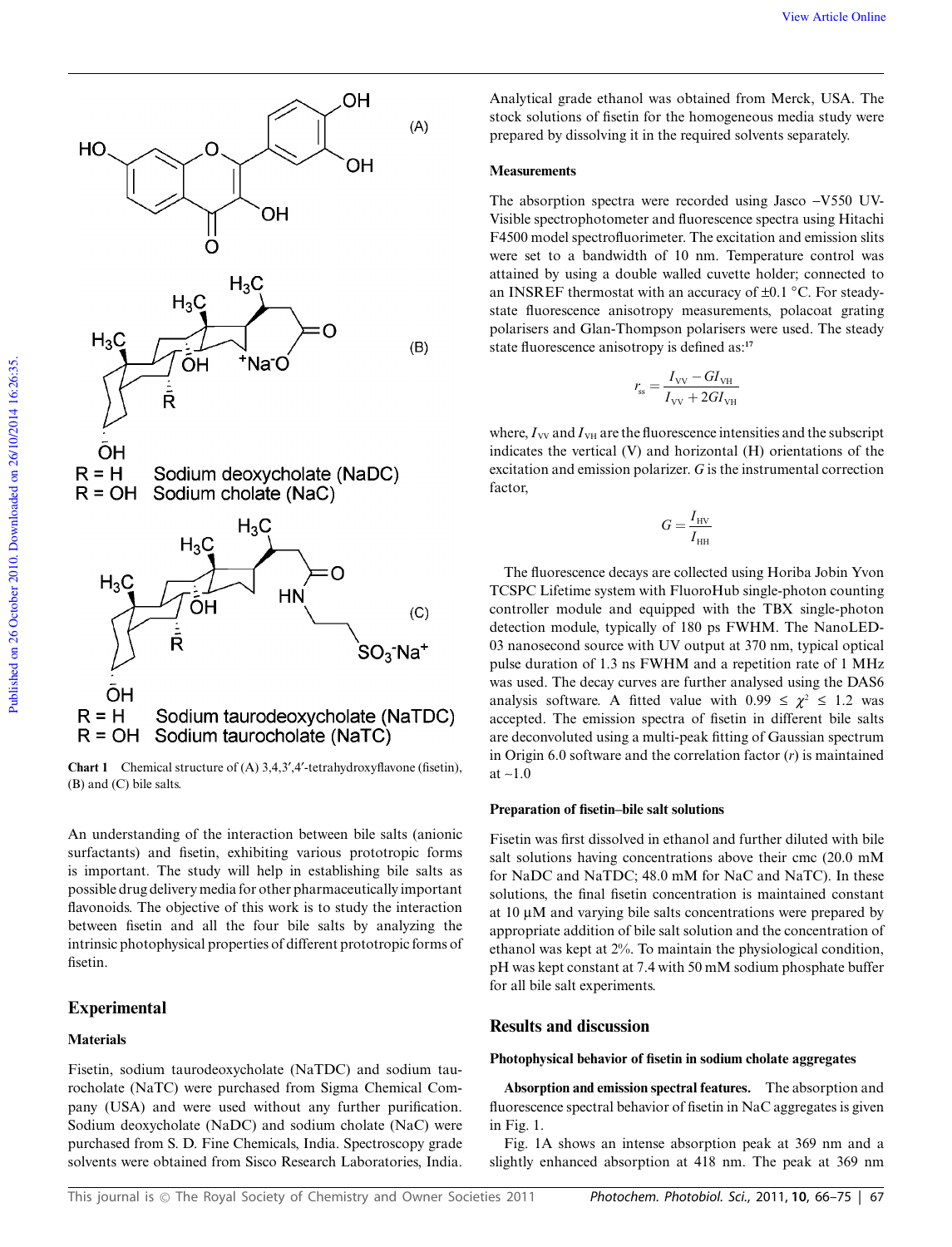Chart 1 Chemical structure of (A) 3,4,3′,4′-tetrahydroxyflavone (fisetin), (B) and (C) bile salts.

An understanding of the interaction between bile salts (anionic surfactants) and fisetin, exhibiting various prototropic forms is important. The study will help in establishing bile salts as possible drug delivery media for other pharmaceutically important flavonoids. The objective of this work is to study the interaction between fisetin and all the four bile salts by analyzing the intrinsic photophysical properties of different prototropic forms of fisetin.

## Experimental

### Materials

Fisetin, sodium taurodeoxycholate (NaTDC) and sodium taurocholate (NaTC) were purchased from Sigma Chemical Company (USA) and were used without any further purification. Sodium deoxycholate (NaDC) and sodium cholate (NaC) were purchased from S. D. Fine Chemicals, India. Spectroscopy grade solvents were obtained from Sisco Research Laboratories, India. Analytical grade ethanol was obtained from Merck, USA. The stock solutions of fisetin for the homogeneous media study were prepared by dissolving it in the required solvents separately.

### Measurements

The absorption spectra were recorded using Jasco –V550 UV-Visible spectrophotometer and fluorescence spectra using Hitachi F4500 model spectrofluorimeter. The excitation and emission slits were set to a bandwidth of 10 nm. Temperature control was attained by using a double walled cuvette holder; connected to an INSREF thermostat with an accuracy of ±0.1 °C. For steady-state fluorescence anisotropy measurements, polacoat grating polarisers and Glan-Thompson polarisers were used. The steady state fluorescence anisotropy is defined as:[17]

$$r_{ss} = \frac{I_{VV} - GI_{VH}}{I_{VV} + 2GI_{VH}}$$

where, $I_{VV}$ and $I_{VH}$ are the fluorescence intensities and the subscript indicates the vertical (V) and horizontal (H) orientations of the excitation and emission polarizer. $G$ is the instrumental correction factor,

$$G = \frac{I_{HV}}{I_{HH}}$$

The fluorescence decays are collected using Horiba Jobin Yvon TCSPC Lifetime system with FluoroHub single-photon counting controller module and equipped with the TBX single-photon detection module, typically of 180 ps FWHM. The NanoLED-03 nanosecond source with UV output at 370 nm, typical optical pulse duration of 1.3 ns FWHM and a repetition rate of 1 MHz was used. The decay curves are further analysed using the DAS6 analysis software. A fitted value with $0.99 \leq \chi^2 \leq 1.2$ was accepted. The emission spectra of fisetin in different bile salts are deconvoluted using a multi-peak fitting of Gaussian spectrum in Origin 6.0 software and the correlation factor ($r$) is maintained at ~1.0

### Preparation of fisetin–bile salt solutions

Fisetin was first dissolved in ethanol and further diluted with bile salt solutions having concentrations above their cmc (20.0 mM for NaDC and NaTDC; 48.0 mM for NaC and NaTC). In these solutions, the final fisetin concentration is maintained constant at 10 µM and varying bile salts concentrations were prepared by appropriate addition of bile salt solution and the concentration of ethanol was kept at 2%. To maintain the physiological condition, pH was kept constant at 7.4 with 50 mM sodium phosphate buffer for all bile salt experiments.

## Results and discussion

### Photophysical behavior of fisetin in sodium cholate aggregates

**Absorption and emission spectral features.** The absorption and fluorescence spectral behavior of fisetin in NaC aggregates is given in Fig. 1.

Fig. 1A shows an intense absorption peak at 369 nm and a slightly enhanced absorption at 418 nm. The peak at 369 nm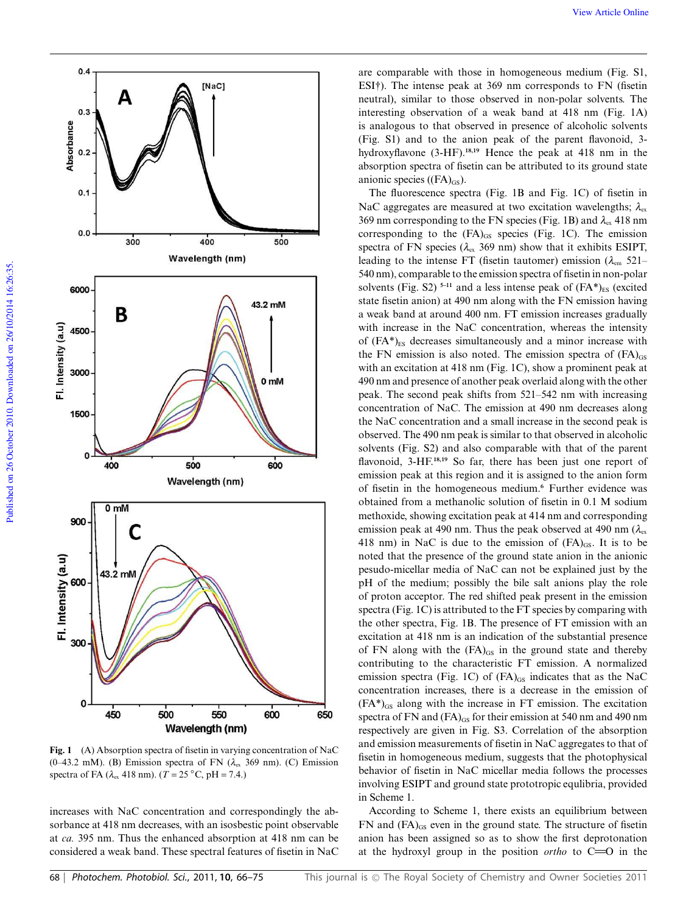increases with NaC concentration and correspondingly the absorbance at 418 nm decreases, with an isosbestic point observable at *ca.* 395 nm. Thus the enhanced absorption at 418 nm can be considered a weak band. These spectral features of fisetin in NaC are comparable with those in homogeneous medium (Fig. S1, ESI†). The intense peak at 369 nm corresponds to FN (fisetin neutral), similar to those observed in non-polar solvents. The interesting observation of a weak band at 418 nm (Fig. 1A) is analogous to that observed in presence of alcoholic solvents (Fig. S1) and to the anion peak of the parent flavonoid, 3-hydroxyflavone (3-HF).[18,19] Hence the peak at 418 nm in the absorption spectra of fisetin can be attributed to its ground state anionic species ($(FA)_{GS}$).

The fluorescence spectra (Fig. 1B and Fig. 1C) of fisetin in NaC aggregates are measured at two excitation wavelengths; $\lambda_{ex}$ 369 nm corresponding to the FN species (Fig. 1B) and $\lambda_{ex}$ 418 nm corresponding to the $(FA)_{GS}$ species (Fig. 1C). The emission spectra of FN species ($\lambda_{ex}$ 369 nm) show that it exhibits ESIPT, leading to the intense FT (fisetin tautomer) emission ($\lambda_{em}$ 521–540 nm), comparable to the emission spectra of fisetin in non-polar solvents (Fig. S2)[5–11] and a less intense peak of $(FA^{*})_{ES}$ (excited state fisetin anion) at 490 nm along with the FN emission having a weak band at around 400 nm. FT emission increases gradually with increase in the NaC concentration, whereas the intensity of $(FA^{*})_{ES}$ decreases simultaneously and a minor increase with the FN emission is also noted. The emission spectra of $(FA)_{GS}$ with an excitation at 418 nm (Fig. 1C), show a prominent peak at 490 nm and presence of another peak overlaid along with the other peak. The second peak shifts from 521–542 nm with increasing concentration of NaC. The emission at 490 nm decreases along the NaC concentration and a small increase in the second peak is observed. The 490 nm peak is similar to that observed in alcoholic solvents (Fig. S2) and also comparable with that of the parent flavonoid, 3-HF.[18,19] So far, there has been just one report of emission peak at this region and it is assigned to the anion form of fisetin in the homogeneous medium.[6] Further evidence was obtained from a methanolic solution of fisetin in 0.1 M sodium methoxide, showing excitation peak at 414 nm and corresponding emission peak at 490 nm. Thus the peak observed at 490 nm ($\lambda_{ex}$ 418 nm) in NaC is due to the emission of $(FA)_{GS}$. It is to be noted that the presence of the ground state anion in the anionic pesudo-micellar media of NaC can not be explained just by the pH of the medium; possibly the bile salt anions play the role of proton acceptor. The red shifted peak present in the emission spectra (Fig. 1C) is attributed to the FT species by comparing with the other spectra, Fig. 1B. The presence of FT emission with an excitation at 418 nm is an indication of the substantial presence of FN along with the $(FA)_{GS}$ in the ground state and thereby contributing to the characteristic FT emission. A normalized emission spectra (Fig. 1C) of $(FA)_{GS}$ indicates that as the NaC concentration increases, there is a decrease in the emission of $(FA^{*})_{GS}$ along with the increase in FT emission. The excitation spectra of FN and $(FA)_{GS}$ for their emission at 540 nm and 490 nm respectively are given in Fig. S3. Correlation of the absorption and emission measurements of fisetin in NaC aggregates to that of fisetin in homogeneous medium, suggests that the photophysical behavior of fisetin in NaC micellar media follows the processes involving ESIPT and ground state prototropic equlibria, provided in Scheme 1.

According to Scheme 1, there exists an equilibrium between FN and $(FA)_{GS}$ even in the ground state. The structure of fisetin anion has been assigned so as to show the first deprotonation at the hydroxyl group in the position *ortho* to C=O in the

**Fig. 1** (A) Absorption spectra of fisetin in varying concentration of NaC (0–43.2 mM). (B) Emission spectra of FN ($\lambda_{ex}$ 369 nm). (C) Emission spectra of FA ($\lambda_{ex}$ 418 nm). ($T$ = 25 °C, pH = 7.4.)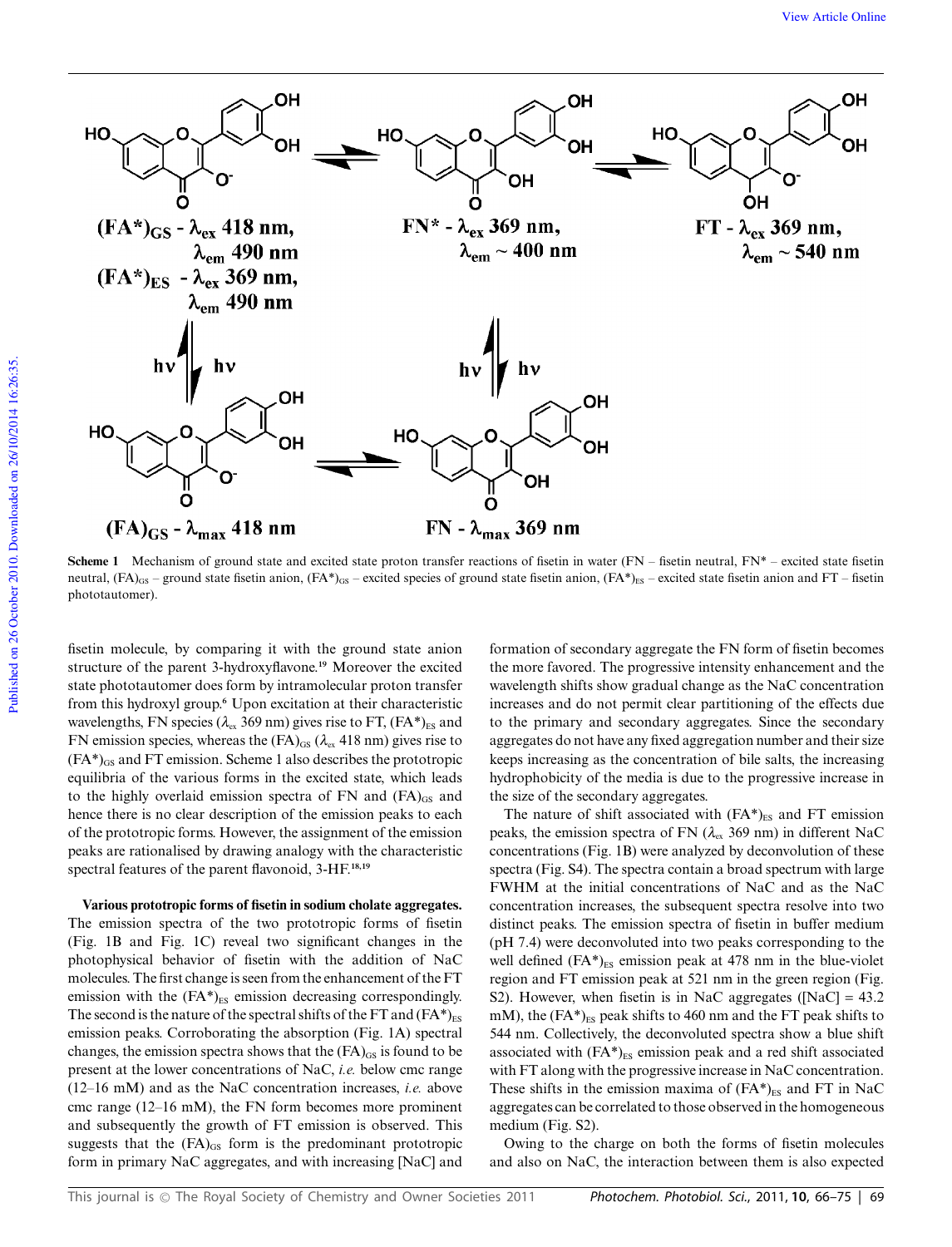**Scheme 1** Mechanism of ground state and excited state proton transfer reactions of fisetin in water (FN – fisetin neutral, FN* – excited state fisetin neutral, $(FA)_{GS}$ – ground state fisetin anion, $(FA^*)_{GS}$ – excited species of ground state fisetin anion, $(FA^*)_{ES}$ – excited state fisetin anion and FT – fisetin phototautomer).

fisetin molecule, by comparing it with the ground state anion structure of the parent 3-hydroxyflavone.[19] Moreover the excited state phototautomer does form by intramolecular proton transfer from this hydroxyl group.[6] Upon excitation at their characteristic wavelengths, FN species ($\lambda_{ex}$ 369 nm) gives rise to FT, $(FA^*)_{ES}$ and FN emission species, whereas the $(FA)_{GS}$ ($\lambda_{ex}$ 418 nm) gives rise to $(FA^*)_{GS}$ and FT emission. Scheme 1 also describes the prototropic equilibria of the various forms in the excited state, which leads to the highly overlaid emission spectra of FN and $(FA)_{GS}$ and hence there is no clear description of the emission peaks to each of the prototropic forms. However, the assignment of the emission peaks are rationalised by drawing analogy with the characteristic spectral features of the parent flavonoid, 3-HF.[18,19]

**Various prototropic forms of fisetin in sodium cholate aggregates.** The emission spectra of the two prototropic forms of fisetin (Fig. 1B and Fig. 1C) reveal two significant changes in the photophysical behavior of fisetin with the addition of NaC molecules. The first change is seen from the enhancement of the FT emission with the $(FA^*)_{ES}$ emission decreasing correspondingly. The second is the nature of the spectral shifts of the FT and $(FA^*)_{ES}$ emission peaks. Corroborating the absorption (Fig. 1A) spectral changes, the emission spectra shows that the $(FA)_{GS}$ is found to be present at the lower concentrations of NaC, *i.e.* below cmc range (12–16 mM) and as the NaC concentration increases, *i.e.* above cmc range (12–16 mM), the FN form becomes more prominent and subsequently the growth of FT emission is observed. This suggests that the $(FA)_{GS}$ form is the predominant prototropic form in primary NaC aggregates, and with increasing [NaC] and formation of secondary aggregate the FN form of fisetin becomes the more favored. The progressive intensity enhancement and the wavelength shifts show gradual change as the NaC concentration increases and do not permit clear partitioning of the effects due to the primary and secondary aggregates. Since the secondary aggregates do not have any fixed aggregation number and their size keeps increasing as the concentration of bile salts, the increasing hydrophobicity of the media is due to the progressive increase in the size of the secondary aggregates.

The nature of shift associated with $(FA^*)_{ES}$ and FT emission peaks, the emission spectra of FN ($\lambda_{ex}$ 369 nm) in different NaC concentrations (Fig. 1B) were analyzed by deconvolution of these spectra (Fig. S4). The spectra contain a broad spectrum with large FWHM at the initial concentrations of NaC and as the NaC concentration increases, the subsequent spectra resolve into two distinct peaks. The emission spectra of fisetin in buffer medium (pH 7.4) were deconvoluted into two peaks corresponding to the well defined $(FA^*)_{ES}$ emission peak at 478 nm in the blue-violet region and FT emission peak at 521 nm in the green region (Fig. S2). However, when fisetin is in NaC aggregates ([NaC] = 43.2 mM), the $(FA^*)_{ES}$ peak shifts to 460 nm and the FT peak shifts to 544 nm. Collectively, the deconvoluted spectra show a blue shift associated with $(FA^*)_{ES}$ emission peak and a red shift associated with FT along with the progressive increase in NaC concentration. These shifts in the emission maxima of $(FA^*)_{ES}$ and FT in NaC aggregates can be correlated to those observed in the homogeneous medium (Fig. S2).

Owing to the charge on both the forms of fisetin molecules and also on NaC, the interaction between them is also expected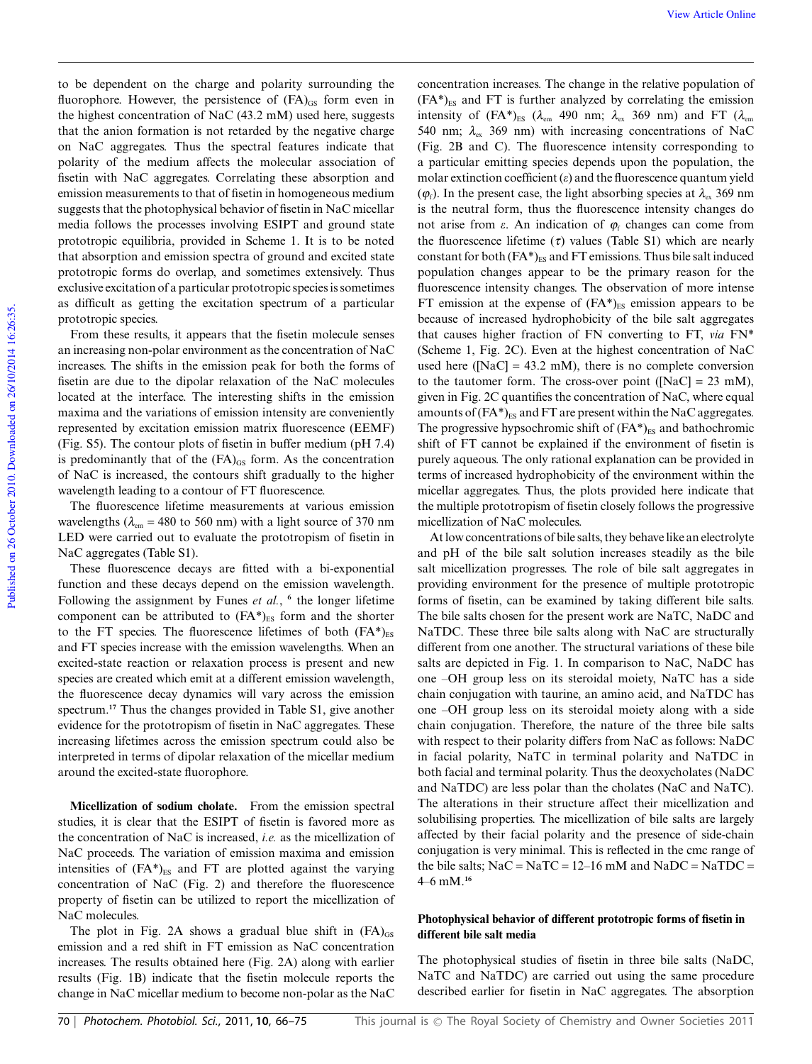to be dependent on the charge and polarity surrounding the fluorophore. However, the persistence of $(FA)_{GS}$ form even in the highest concentration of NaC (43.2 mM) used here, suggests that the anion formation is not retarded by the negative charge on NaC aggregates. Thus the spectral features indicate that polarity of the medium affects the molecular association of fisetin with NaC aggregates. Correlating these absorption and emission measurements to that of fisetin in homogeneous medium suggests that the photophysical behavior of fisetin in NaC micellar media follows the processes involving ESIPT and ground state prototropic equilibria, provided in Scheme 1. It is to be noted that absorption and emission spectra of ground and excited state prototropic forms do overlap, and sometimes extensively. Thus exclusive excitation of a particular prototropic species is sometimes as difficult as getting the excitation spectrum of a particular prototropic species.

From these results, it appears that the fisetin molecule senses an increasing non-polar environment as the concentration of NaC increases. The shifts in the emission peak for both the forms of fisetin are due to the dipolar relaxation of the NaC molecules located at the interface. The interesting shifts in the emission maxima and the variations of emission intensity are conveniently represented by excitation emission matrix fluorescence (EEMF) (Fig. S5). The contour plots of fisetin in buffer medium (pH 7.4) is predominantly that of the $(FA)_{GS}$ form. As the concentration of NaC is increased, the contours shift gradually to the higher wavelength leading to a contour of FT fluorescence.

The fluorescence lifetime measurements at various emission wavelengths ($\lambda_{em}$ = 480 to 560 nm) with a light source of 370 nm LED were carried out to evaluate the prototropism of fisetin in NaC aggregates (Table S1).

These fluorescence decays are fitted with a bi-exponential function and these decays depend on the emission wavelength. Following the assignment by Funes *et al.*,[6] the longer lifetime component can be attributed to $(FA^*)_{ES}$ form and the shorter to the FT species. The fluorescence lifetimes of both $(FA^*)_{ES}$ and FT species increase with the emission wavelengths. When an excited-state reaction or relaxation process is present and new species are created which emit at a different emission wavelength, the fluorescence decay dynamics will vary across the emission spectrum.[17] Thus the changes provided in Table S1, give another evidence for the prototropism of fisetin in NaC aggregates. These increasing lifetimes across the emission spectrum could also be interpreted in terms of dipolar relaxation of the micellar medium around the excited-state fluorophore.

**Micellization of sodium cholate.** From the emission spectral studies, it is clear that the ESIPT of fisetin is favored more as the concentration of NaC is increased, *i.e.* as the micellization of NaC proceeds. The variation of emission maxima and emission intensities of $(FA^*)_{ES}$ and FT are plotted against the varying concentration of NaC (Fig. 2) and therefore the fluorescence property of fisetin can be utilized to report the micellization of NaC molecules.

The plot in Fig. 2A shows a gradual blue shift in $(FA)_{GS}$ emission and a red shift in FT emission as NaC concentration increases. The results obtained here (Fig. 2A) along with earlier results (Fig. 1B) indicate that the fisetin molecule reports the change in NaC micellar medium to become non-polar as the NaC concentration increases. The change in the relative population of $(FA^*)_{ES}$ and FT is further analyzed by correlating the emission intensity of $(FA^*)_{ES}$ ($\lambda_{em}$ 490 nm; $\lambda_{ex}$ 369 nm) and FT ($\lambda_{em}$ 540 nm; $\lambda_{ex}$ 369 nm) with increasing concentrations of NaC (Fig. 2B and C). The fluorescence intensity corresponding to a particular emitting species depends upon the population, the molar extinction coefficient ($\varepsilon$) and the fluorescence quantum yield ($\varphi_f$). In the present case, the light absorbing species at $\lambda_{ex}$ 369 nm is the neutral form, thus the fluorescence intensity changes do not arise from $\varepsilon$. An indication of $\varphi_f$ changes can come from the fluorescence lifetime ($\tau$) values (Table S1) which are nearly constant for both $(FA^*)_{ES}$ and FT emissions. Thus bile salt induced population changes appear to be the primary reason for the fluorescence intensity changes. The observation of more intense FT emission at the expense of $(FA^*)_{ES}$ emission appears to be because of increased hydrophobicity of the bile salt aggregates that causes higher fraction of FN converting to FT, *via* FN* (Scheme 1, Fig. 2C). Even at the highest concentration of NaC used here ([NaC] = 43.2 mM), there is no complete conversion to the tautomer form. The cross-over point ([NaC] = 23 mM), given in Fig. 2C quantifies the concentration of NaC, where equal amounts of $(FA^*)_{ES}$ and FT are present within the NaC aggregates. The progressive hypsochromic shift of $(FA^*)_{ES}$ and bathochromic shift of FT cannot be explained if the environment of fisetin is purely aqueous. The only rational explanation can be provided in terms of increased hydrophobicity of the environment within the micellar aggregates. Thus, the plots provided here indicate that the multiple prototropism of fisetin closely follows the progressive micellization of NaC molecules.

At low concentrations of bile salts, they behave like an electrolyte and pH of the bile salt solution increases steadily as the bile salt micellization progresses. The role of bile salt aggregates in providing environment for the presence of multiple prototropic forms of fisetin, can be examined by taking different bile salts. The bile salts chosen for the present work are NaTC, NaDC and NaTDC. These three bile salts along with NaC are structurally different from one another. The structural variations of these bile salts are depicted in Fig. 1. In comparison to NaC, NaDC has one –OH group less on its steroidal moiety, NaTC has a side chain conjugation with taurine, an amino acid, and NaTDC has one –OH group less on its steroidal moiety along with a side chain conjugation. Therefore, the nature of the three bile salts with respect to their polarity differs from NaC as follows: NaDC in facial polarity, NaTC in terminal polarity and NaTDC in both facial and terminal polarity. Thus the deoxycholates (NaDC and NaTDC) are less polar than the cholates (NaC and NaTC). The alterations in their structure affect their micellization and solubilising properties. The micellization of bile salts are largely affected by their facial polarity and the presence of side-chain conjugation is very minimal. This is reflected in the cmc range of the bile salts; NaC = NaTC = 12–16 mM and NaDC = NaTDC = 4–6 mM.[16]

### Photophysical behavior of different prototropic forms of fisetin in different bile salt media

The photophysical studies of fisetin in three bile salts (NaDC, NaTC and NaTDC) are carried out using the same procedure described earlier for fisetin in NaC aggregates. The absorption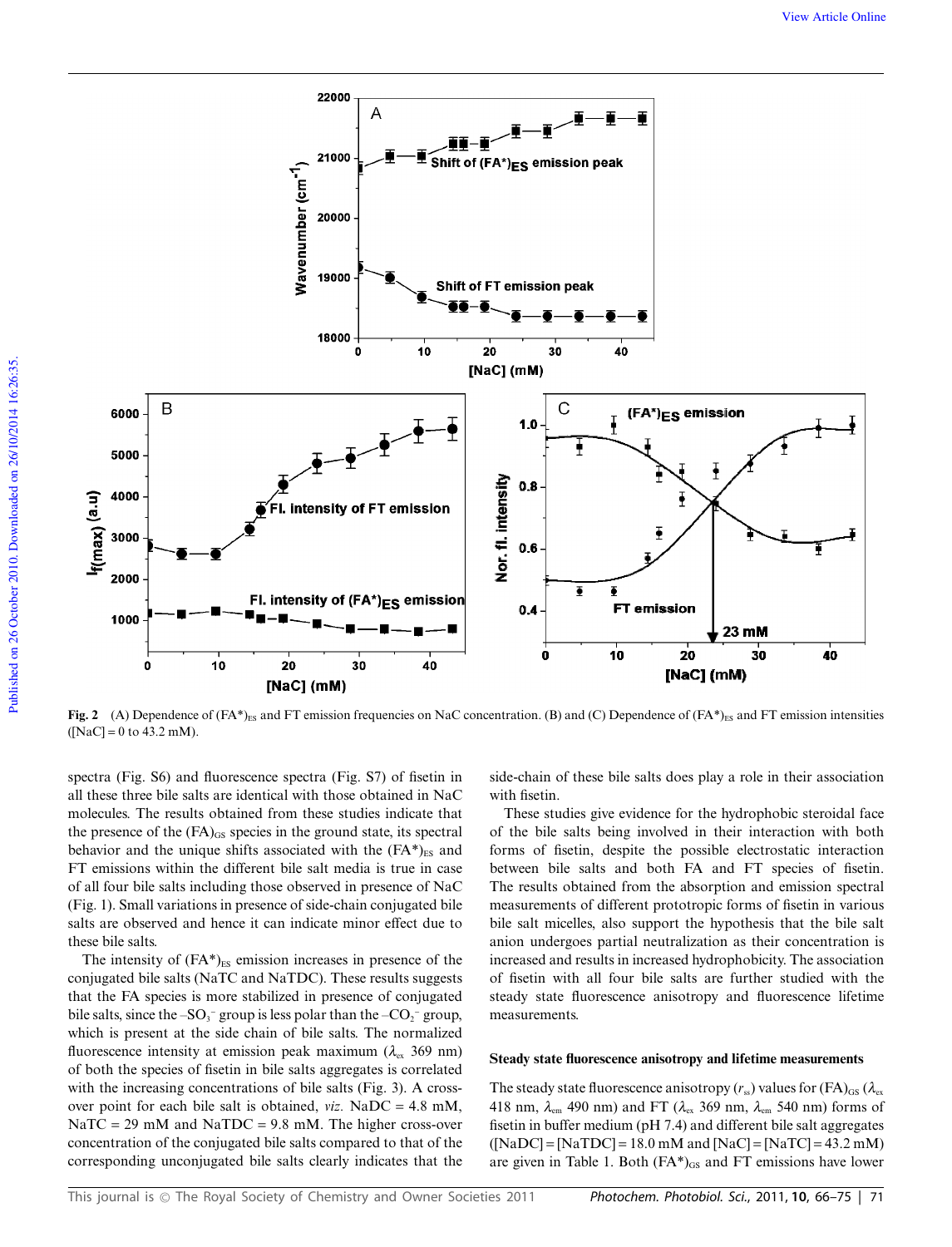**Fig. 2** (A) Dependence of $(FA^*)_{ES}$ and FT emission frequencies on NaC concentration. (B) and (C) Dependence of $(FA^*)_{ES}$ and FT emission intensities ([NaC] = 0 to 43.2 mM).

spectra (Fig. S6) and fluorescence spectra (Fig. S7) of fisetin in all these three bile salts are identical with those obtained in NaC molecules. The results obtained from these studies indicate that the presence of the $(FA)_{GS}$ species in the ground state, its spectral behavior and the unique shifts associated with the $(FA^*)_{ES}$ and FT emissions within the different bile salt media is true in case of all four bile salts including those observed in presence of NaC (Fig. 1). Small variations in presence of side-chain conjugated bile salts are observed and hence it can indicate minor effect due to these bile salts.

The intensity of $(FA^*)_{ES}$ emission increases in presence of the conjugated bile salts (NaTC and NaTDC). These results suggests that the FA species is more stabilized in presence of conjugated bile salts, since the $-SO_3^-$ group is less polar than the $-CO_2^-$ group, which is present at the side chain of bile salts. The normalized fluorescence intensity at emission peak maximum ($\lambda_{ex}$ 369 nm) of both the species of fisetin in bile salts aggregates is correlated with the increasing concentrations of bile salts (Fig. 3). A cross-over point for each bile salt is obtained, *viz.* NaDC = 4.8 mM, NaTC = 29 mM and NaTDC = 9.8 mM. The higher cross-over concentration of the conjugated bile salts compared to that of the corresponding unconjugated bile salts clearly indicates that the side-chain of these bile salts does play a role in their association with fisetin.

These studies give evidence for the hydrophobic steroidal face of the bile salts being involved in their interaction with both forms of fisetin, despite the possible electrostatic interaction between bile salts and both FA and FT species of fisetin. The results obtained from the absorption and emission spectral measurements of different prototropic forms of fisetin in various bile salt micelles, also support the hypothesis that the bile salt anion undergoes partial neutralization as their concentration is increased and results in increased hydrophobicity. The association of fisetin with all four bile salts are further studied with the steady state fluorescence anisotropy and fluorescence lifetime measurements.

### Steady state fluorescence anisotropy and lifetime measurements

The steady state fluorescence anisotropy ($r_{ss}$) values for $(FA)_{GS}$ ($\lambda_{ex}$ 418 nm, $\lambda_{em}$ 490 nm) and FT ($\lambda_{ex}$ 369 nm, $\lambda_{em}$ 540 nm) forms of fisetin in buffer medium (pH 7.4) and different bile salt aggregates ([NaDC] = [NaTDC] = 18.0 mM and [NaC] = [NaTC] = 43.2 mM) are given in Table 1. Both $(FA^*)_{GS}$ and FT emissions have lower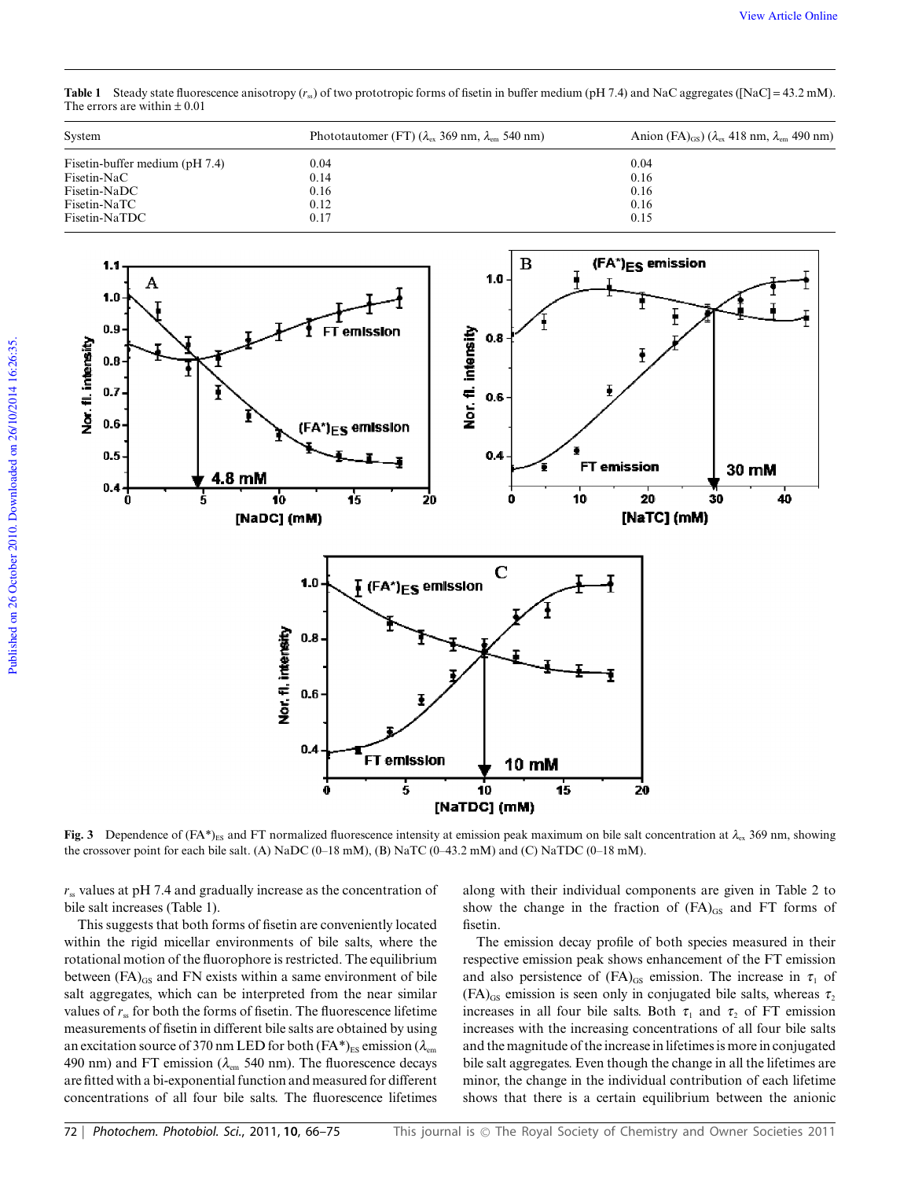**Table 1** Steady state fluorescence anisotropy ($r_{ss}$) of two prototropic forms of fisetin in buffer medium (pH 7.4) and NaC aggregates ([NaC] = 43.2 mM). The errors are within ± 0.01

| System | Phototautomer (FT) ($\lambda_{ex}$ 369 nm, $\lambda_{em}$ 540 nm) | Anion $(FA)_{GS}$ ($\lambda_{ex}$ 418 nm, $\lambda_{em}$ 490 nm) |
|---|---|---|
| Fisetin-buffer medium (pH 7.4) | 0.04 | 0.04 |
| Fisetin-NaC | 0.14 | 0.16 |
| Fisetin-NaDC | 0.16 | 0.16 |
| Fisetin-NaTC | 0.12 | 0.16 |
| Fisetin-NaTDC | 0.17 | 0.15 |

**Fig. 3** Dependence of $(FA^*)_{ES}$ and FT normalized fluorescence intensity at emission peak maximum on bile salt concentration at $\lambda_{ex}$ 369 nm, showing the crossover point for each bile salt. (A) NaDC (0–18 mM), (B) NaTC (0–43.2 mM) and (C) NaTDC (0–18 mM).

$r_{ss}$ values at pH 7.4 and gradually increase as the concentration of bile salt increases (Table 1).

This suggests that both forms of fisetin are conveniently located within the rigid micellar environments of bile salts, where the rotational motion of the fluorophore is restricted. The equilibrium between $(FA)_{GS}$ and FN exists within a same environment of bile salt aggregates, which can be interpreted from the near similar values of $r_{ss}$ for both the forms of fisetin. The fluorescence lifetime measurements of fisetin in different bile salts are obtained by using an excitation source of 370 nm LED for both $(FA^*)_{ES}$ emission ($\lambda_{em}$ 490 nm) and FT emission ($\lambda_{em}$ 540 nm). The fluorescence decays are fitted with a bi-exponential function and measured for different concentrations of all four bile salts. The fluorescence lifetimes along with their individual components are given in Table 2 to show the change in the fraction of $(FA)_{GS}$ and FT forms of fisetin.

The emission decay profile of both species measured in their respective emission peak shows enhancement of the FT emission and also persistence of $(FA)_{GS}$ emission. The increase in $\tau_1$ of $(FA)_{GS}$ emission is seen only in conjugated bile salts, whereas $\tau_2$ increases in all four bile salts. Both $\tau_1$ and $\tau_2$ of FT emission increases with the increasing concentrations of all four bile salts and the magnitude of the increase in lifetimes is more in conjugated bile salt aggregates. Even though the change in all the lifetimes are minor, the change in the individual contribution of each lifetime shows that there is a certain equilibrium between the anionic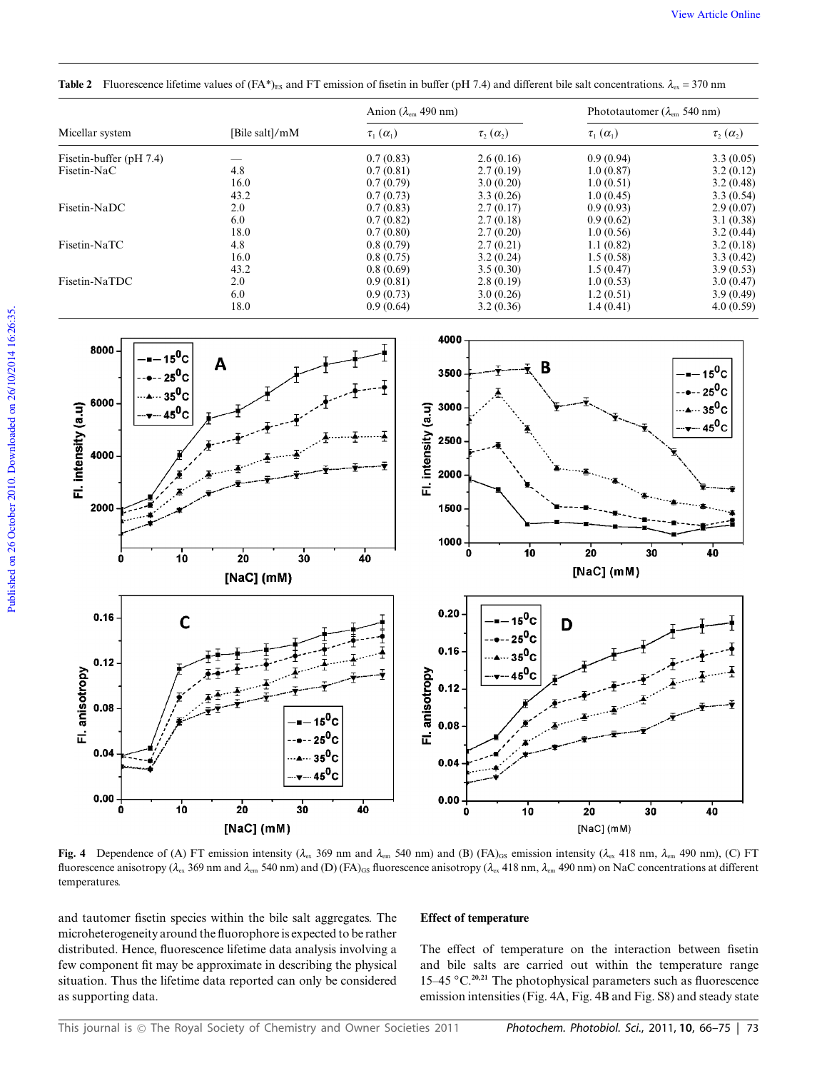**Table 2** Fluorescence lifetime values of $(FA^*)_{ES}$ and FT emission of fisetin in buffer (pH 7.4) and different bile salt concentrations. $\lambda_{ex}$ = 370 nm

| Micellar system | [Bile salt]/mM | Anion ($\lambda_{em}$ 490 nm) | | Phototautomer ($\lambda_{em}$ 540 nm) | |
|---|---|---|---|---|---|
| | | $\tau_1$ ($\alpha_1$) | $\tau_2$ ($\alpha_2$) | $\tau_1$ ($\alpha_1$) | $\tau_2$ ($\alpha_2$) |
| Fisetin-buffer (pH 7.4) | — | 0.7 (0.83) | 2.6 (0.16) | 0.9 (0.94) | 3.3 (0.05) |
| Fisetin-NaC | 4.8 | 0.7 (0.81) | 2.7 (0.19) | 1.0 (0.87) | 3.2 (0.12) |
| | 16.0 | 0.7 (0.79) | 3.0 (0.20) | 1.0 (0.51) | 3.2 (0.48) |
| | 43.2 | 0.7 (0.73) | 3.3 (0.26) | 1.0 (0.45) | 3.3 (0.54) |
| Fisetin-NaDC | 2.0 | 0.7 (0.83) | 2.7 (0.17) | 0.9 (0.93) | 2.9 (0.07) |
| | 6.0 | 0.7 (0.82) | 2.7 (0.18) | 0.9 (0.62) | 3.1 (0.38) |
| | 18.0 | 0.7 (0.80) | 2.7 (0.20) | 1.0 (0.56) | 3.2 (0.44) |
| Fisetin-NaTC | 4.8 | 0.8 (0.79) | 2.7 (0.21) | 1.1 (0.82) | 3.2 (0.18) |
| | 16.0 | 0.8 (0.75) | 3.2 (0.24) | 1.5 (0.58) | 3.3 (0.42) |
| | 43.2 | 0.8 (0.69) | 3.5 (0.30) | 1.5 (0.47) | 3.9 (0.53) |
| Fisetin-NaTDC | 2.0 | 0.9 (0.81) | 2.8 (0.19) | 1.0 (0.53) | 3.0 (0.47) |
| | 6.0 | 0.9 (0.73) | 3.0 (0.26) | 1.2 (0.51) | 3.9 (0.49) |
| | 18.0 | 0.9 (0.64) | 3.2 (0.36) | 1.4 (0.41) | 4.0 (0.59) |

**Fig. 4** Dependence of (A) FT emission intensity ($\lambda_{ex}$ 369 nm and $\lambda_{em}$ 540 nm) and (B) $(FA)_{GS}$ emission intensity ($\lambda_{ex}$ 418 nm, $\lambda_{em}$ 490 nm), (C) FT fluorescence anisotropy ($\lambda_{ex}$ 369 nm and $\lambda_{em}$ 540 nm) and (D) $(FA)_{GS}$ fluorescence anisotropy ($\lambda_{ex}$ 418 nm, $\lambda_{em}$ 490 nm) on NaC concentrations at different temperatures.

and tautomer fisetin species within the bile salt aggregates. The microheterogeneity around the fluorophore is expected to be rather distributed. Hence, fluorescence lifetime data analysis involving a few component fit may be approximate in describing the physical situation. Thus the lifetime data reported can only be considered as supporting data.

### Effect of temperature

The effect of temperature on the interaction between fisetin and bile salts are carried out within the temperature range 15–45 °C.[20,21] The photophysical parameters such as fluorescence emission intensities (Fig. 4A, Fig. 4B and Fig. S8) and steady state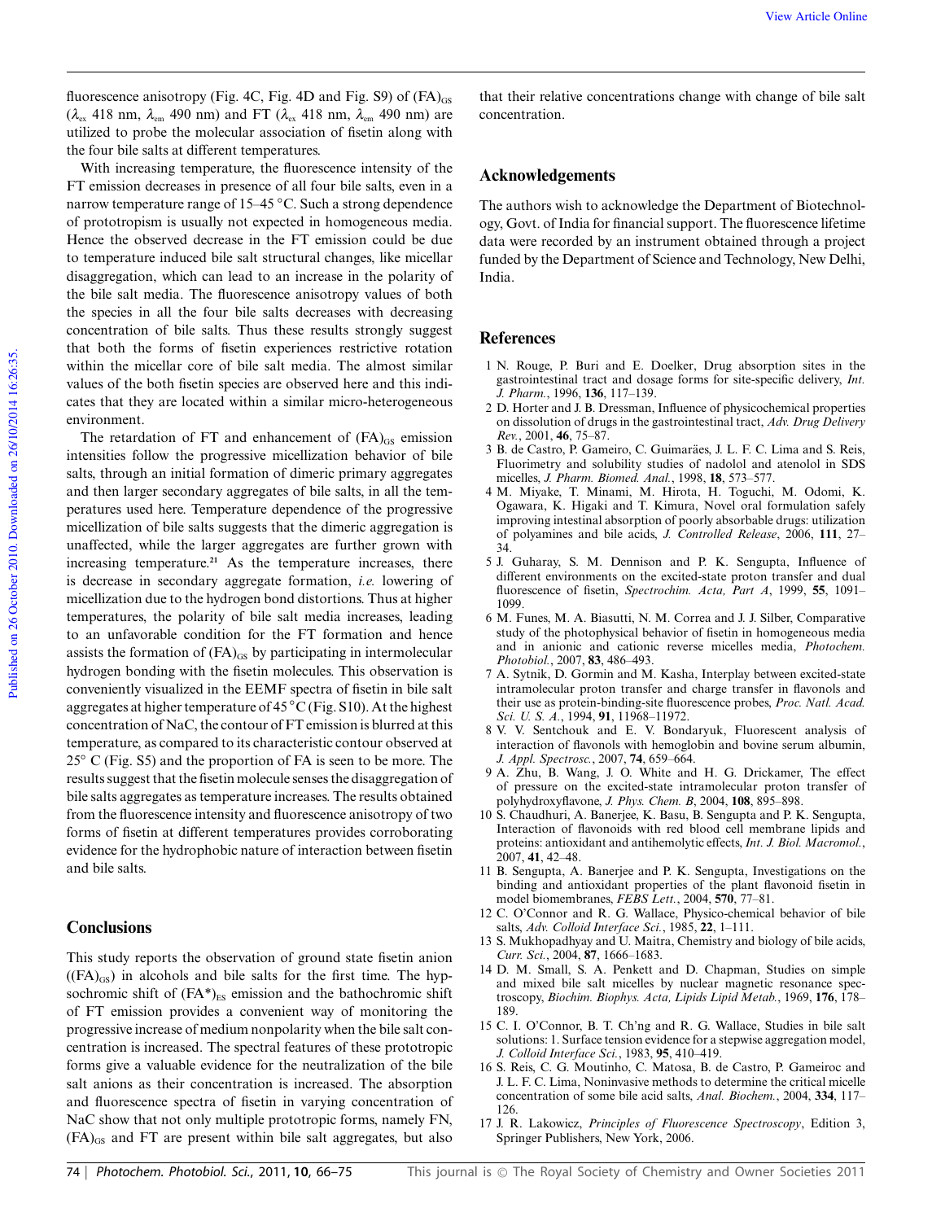fluorescence anisotropy (Fig. 4C, Fig. 4D and Fig. S9) of $(FA)_{GS}$ ($\lambda_{ex}$ 418 nm, $\lambda_{em}$ 490 nm) and FT ($\lambda_{ex}$ 418 nm, $\lambda_{em}$ 490 nm) are utilized to probe the molecular association of fisetin along with the four bile salts at different temperatures.

With increasing temperature, the fluorescence intensity of the FT emission decreases in presence of all four bile salts, even in a narrow temperature range of 15–45 °C. Such a strong dependence of prototropism is usually not expected in homogeneous media. Hence the observed decrease in the FT emission could be due to temperature induced bile salt structural changes, like micellar disaggregation, which can lead to an increase in the polarity of the bile salt media. The fluorescence anisotropy values of both the species in all the four bile salts decreases with decreasing concentration of bile salts. Thus these results strongly suggest that both the forms of fisetin experiences restrictive rotation within the micellar core of bile salt media. The almost similar values of the both fisetin species are observed here and this indicates that they are located within a similar micro-heterogeneous environment.

The retardation of FT and enhancement of $(FA)_{GS}$ emission intensities follow the progressive micellization behavior of bile salts, through an initial formation of dimeric primary aggregates and then larger secondary aggregates of bile salts, in all the temperatures used here. Temperature dependence of the progressive micellization of bile salts suggests that the dimeric aggregation is unaffected, while the larger aggregates are further grown with increasing temperature.[21] As the temperature increases, there is decrease in secondary aggregate formation, *i.e.* lowering of micellization due to the hydrogen bond distortions. Thus at higher temperatures, the polarity of bile salt media increases, leading to an unfavorable condition for the FT formation and hence assists the formation of $(FA)_{GS}$ by participating in intermolecular hydrogen bonding with the fisetin molecules. This observation is conveniently visualized in the EEMF spectra of fisetin in bile salt aggregates at higher temperature of 45 °C (Fig. S10). At the highest concentration of NaC, the contour of FT emission is blurred at this temperature, as compared to its characteristic contour observed at 25° C (Fig. S5) and the proportion of FA is seen to be more. The results suggest that the fisetin molecule senses the disaggregation of bile salts aggregates as temperature increases. The results obtained from the fluorescence intensity and fluorescence anisotropy of two forms of fisetin at different temperatures provides corroborating evidence for the hydrophobic nature of interaction between fisetin and bile salts.

## Conclusions

This study reports the observation of ground state fisetin anion ($(FA)_{GS}$) in alcohols and bile salts for the first time. The hypsochromic shift of $(FA^*)_{ES}$ emission and the bathochromic shift of FT emission provides a convenient way of monitoring the progressive increase of medium nonpolarity when the bile salt concentration is increased. The spectral features of these prototropic forms give a valuable evidence for the neutralization of the bile salt anions as their concentration is increased. The absorption and fluorescence spectra of fisetin in varying concentration of NaC show that not only multiple prototropic forms, namely FN, $(FA)_{GS}$ and FT are present within bile salt aggregates, but also that their relative concentrations change with change of bile salt concentration.

## Acknowledgements

The authors wish to acknowledge the Department of Biotechnology, Govt. of India for financial support. The fluorescence lifetime data were recorded by an instrument obtained through a project funded by the Department of Science and Technology, New Delhi, India.

## References

1 N. Rouge, P. Buri and E. Doelker, Drug absorption sites in the gastrointestinal tract and dosage forms for site-specific delivery, *Int. J. Pharm.*, 1996, **136**, 117–139.

2 D. Horter and J. B. Dressman, Influence of physicochemical properties on dissolution of drugs in the gastrointestinal tract, *Adv. Drug Delivery Rev.*, 2001, **46**, 75–87.

3 B. de Castro, P. Gameiro, C. Guimarães, J. L. F. C. Lima and S. Reis, Fluorimetry and solubility studies of nadolol and atenolol in SDS micelles, *J. Pharm. Biomed. Anal.*, 1998, **18**, 573–577.

4 M. Miyake, T. Minami, M. Hirota, H. Toguchi, M. Odomi, K. Ogawara, K. Higaki and T. Kimura, Novel oral formulation safely improving intestinal absorption of poorly absorbable drugs: utilization of polyamines and bile acids, *J. Controlled Release*, 2006, **111**, 27–34.

5 J. Guharay, S. M. Dennison and P. K. Sengupta, Influence of different environments on the excited-state proton transfer and dual fluorescence of fisetin, *Spectrochim. Acta, Part A*, 1999, **55**, 1091–1099.

6 M. Funes, M. A. Biasutti, N. M. Correa and J. J. Silber, Comparative study of the photophysical behavior of fisetin in homogeneous media and in anionic and cationic reverse micelles media, *Photochem. Photobiol.*, 2007, **83**, 486–493.

7 A. Sytnik, D. Gormin and M. Kasha, Interplay between excited-state intramolecular proton transfer and charge transfer in flavonols and their use as protein-binding-site fluorescence probes, *Proc. Natl. Acad. Sci. U. S. A.*, 1994, **91**, 11968–11972.

8 V. V. Sentchouk and E. V. Bondaryuk, Fluorescent analysis of interaction of flavonols with hemoglobin and bovine serum albumin, *J. Appl. Spectrosc.*, 2007, **74**, 659–664.

9 A. Zhu, B. Wang, J. O. White and H. G. Drickamer, The effect of pressure on the excited-state intramolecular proton transfer of polyhydroxyflavone, *J. Phys. Chem. B*, 2004, **108**, 895–898.

10 S. Chaudhuri, A. Banerjee, K. Basu, B. Sengupta and P. K. Sengupta, Interaction of flavonoids with red blood cell membrane lipids and proteins: antioxidant and antihemolytic effects, *Int. J. Biol. Macromol.*, 2007, **41**, 42–48.

11 B. Sengupta, A. Banerjee and P. K. Sengupta, Investigations on the binding and antioxidant properties of the plant flavonoid fisetin in model biomembranes, *FEBS Lett.*, 2004, **570**, 77–81.

12 C. O'Connor and R. G. Wallace, Physico-chemical behavior of bile salts, *Adv. Colloid Interface Sci.*, 1985, **22**, 1–111.

13 S. Mukhopadhyay and U. Maitra, Chemistry and biology of bile acids, *Curr. Sci.*, 2004, **87**, 1666–1683.

14 D. M. Small, S. A. Penkett and D. Chapman, Studies on simple and mixed bile salt micelles by nuclear magnetic resonance spectroscopy, *Biochim. Biophys. Acta, Lipids Lipid Metab.*, 1969, **176**, 178–189.

15 C. I. O'Connor, B. T. Ch'ng and R. G. Wallace, Studies in bile salt solutions: 1. Surface tension evidence for a stepwise aggregation model, *J. Colloid Interface Sci.*, 1983, **95**, 410–419.

16 S. Reis, C. G. Moutinho, C. Matosa, B. de Castro, P. Gameiroc and J. L. F. C. Lima, Noninvasive methods to determine the critical micelle concentration of some bile acid salts, *Anal. Biochem.*, 2004, **334**, 117–126.

17 J. R. Lakowicz, *Principles of Fluorescence Spectroscopy*, Edition 3, Springer Publishers, New York, 2006.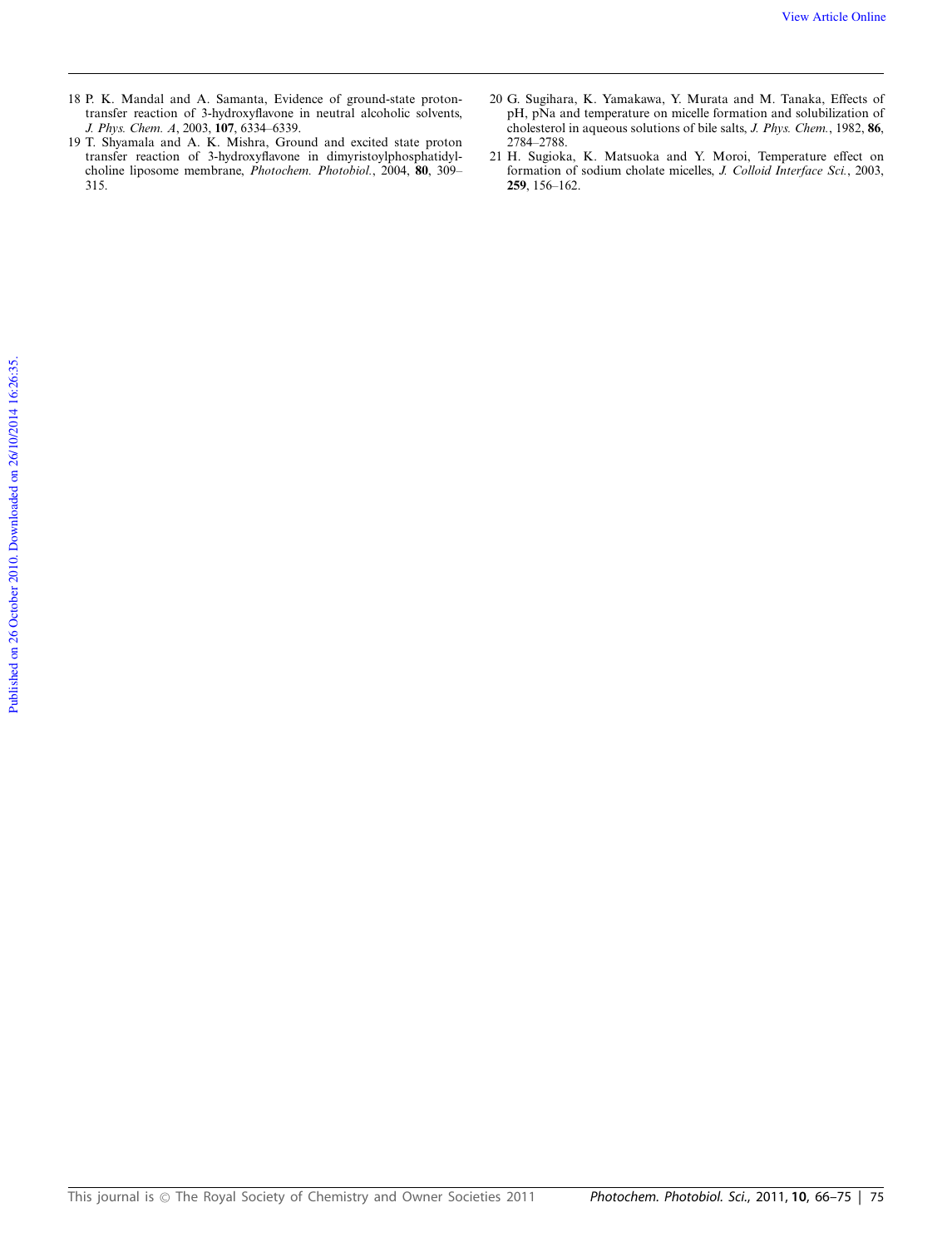18 P. K. Mandal and A. Samanta, Evidence of ground-state proton-transfer reaction of 3-hydroxyflavone in neutral alcoholic solvents, *J. Phys. Chem. A*, 2003, **107**, 6334–6339.

19 T. Shyamala and A. K. Mishra, Ground and excited state proton transfer reaction of 3-hydroxyflavone in dimyristoylphosphatidylcholine liposome membrane, *Photochem. Photobiol.*, 2004, **80**, 309–315.

20 G. Sugihara, K. Yamakawa, Y. Murata and M. Tanaka, Effects of pH, pNa and temperature on micelle formation and solubilization of cholesterol in aqueous solutions of bile salts, *J. Phys. Chem.*, 1982, **86**, 2784–2788.

21 H. Sugioka, K. Matsuoka and Y. Moroi, Temperature effect on formation of sodium cholate micelles, *J. Colloid Interface Sci.*, 2003, **259**, 156–162.